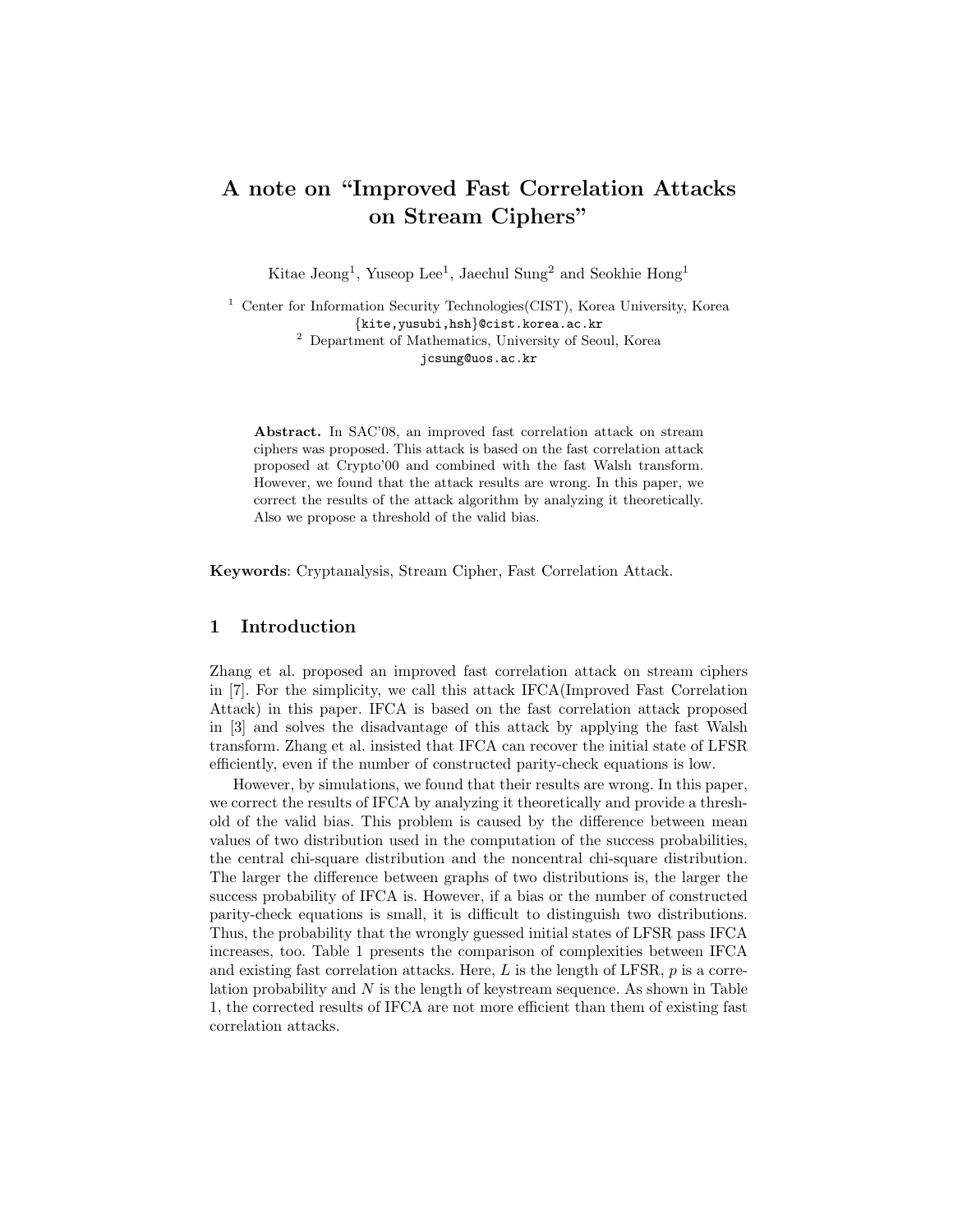# A note on "Improved Fast Correlation Attacks on Stream Ciphers"

Kitae Jeong[1], Yuseop Lee[1], Jaechul Sung[2] and Seokhie Hong[1]

[1] Center for Information Security Technologies(CIST), Korea University, Korea
{kite,yusubi,hsh}@cist.korea.ac.kr

[2] Department of Mathematics, University of Seoul, Korea
jcsung@uos.ac.kr

**Abstract.** In SAC'08, an improved fast correlation attack on stream ciphers was proposed. This attack is based on the fast correlation attack proposed at Crypto'00 and combined with the fast Walsh transform. However, we found that the attack results are wrong. In this paper, we correct the results of the attack algorithm by analyzing it theoretically. Also we propose a threshold of the valid bias.

**Keywords**: Cryptanalysis, Stream Cipher, Fast Correlation Attack.

## 1 Introduction

Zhang et al. proposed an improved fast correlation attack on stream ciphers in [7]. For the simplicity, we call this attack IFCA(Improved Fast Correlation Attack) in this paper. IFCA is based on the fast correlation attack proposed in [3] and solves the disadvantage of this attack by applying the fast Walsh transform. Zhang et al. insisted that IFCA can recover the initial state of LFSR efficiently, even if the number of constructed parity-check equations is low.

However, by simulations, we found that their results are wrong. In this paper, we correct the results of IFCA by analyzing it theoretically and provide a threshold of the valid bias. This problem is caused by the difference between mean values of two distribution used in the computation of the success probabilities, the central chi-square distribution and the noncentral chi-square distribution. The larger the difference between graphs of two distributions is, the larger the success probability of IFCA is. However, if a bias or the number of constructed parity-check equations is small, it is difficult to distinguish two distributions. Thus, the probability that the wrongly guessed initial states of LFSR pass IFCA increases, too. Table 1 presents the comparison of complexities between IFCA and existing fast correlation attacks. Here, $L$ is the length of LFSR, $p$ is a correlation probability and $N$ is the length of keystream sequence. As shown in Table 1, the corrected results of IFCA are not more efficient than them of existing fast correlation attacks.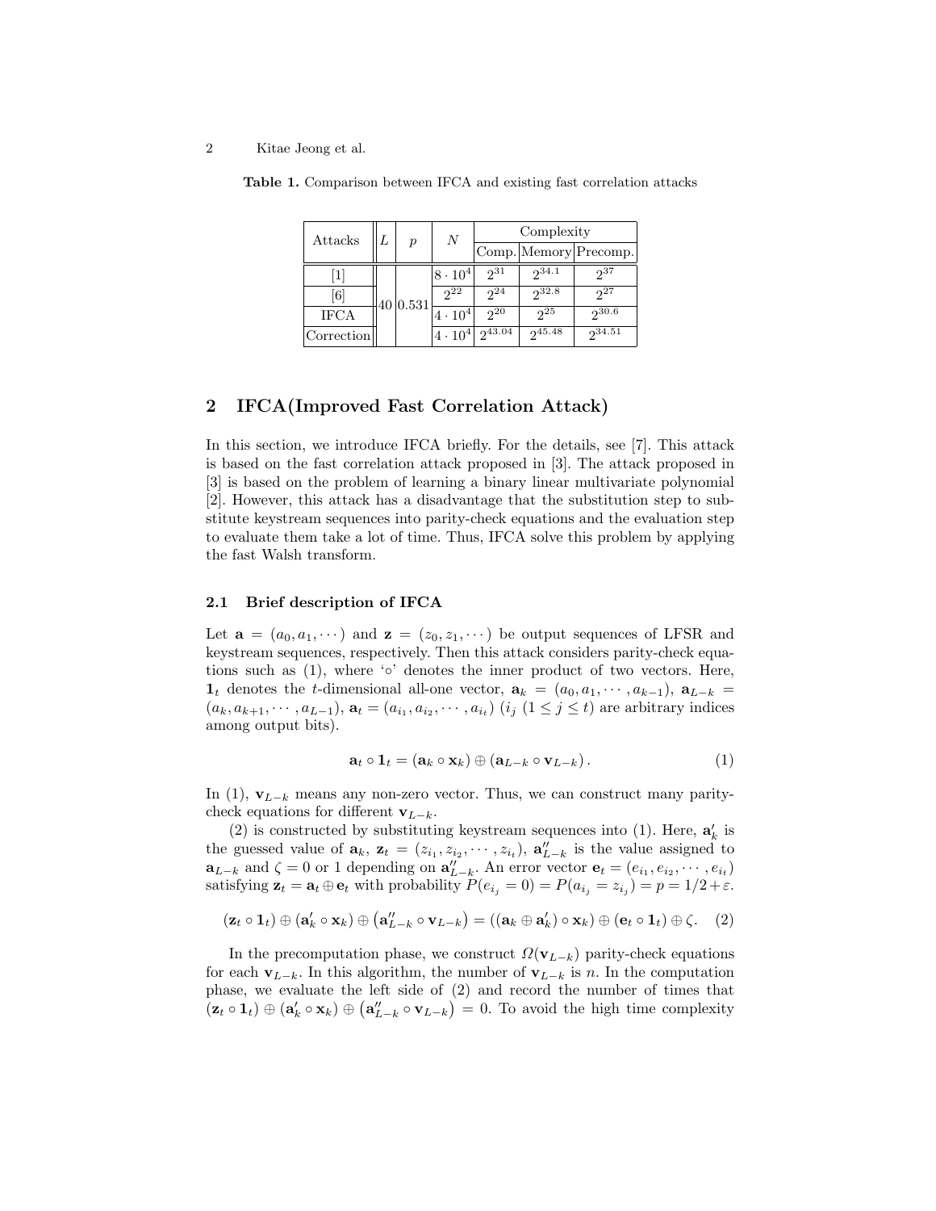**Table 1.** Comparison between IFCA and existing fast correlation attacks

| Attacks | $L$ | $p$ | $N$ | Complexity | | |
|---|---|---|---|---|---|---|
| | | | | Comp. | Memory | Precomp. |
| [1] | 40 | 0.531 | $8 \cdot 10^4$ | $2^{31}$ | $2^{34.1}$ | $2^{37}$ |
| [6] | | | $2^{22}$ | $2^{24}$ | $2^{32.8}$ | $2^{27}$ |
| IFCA | | | $4 \cdot 10^4$ | $2^{20}$ | $2^{25}$ | $2^{30.6}$ |
| Correction | | | $4 \cdot 10^4$ | $2^{43.04}$ | $2^{45.48}$ | $2^{34.51}$ |

## 2 IFCA(Improved Fast Correlation Attack)

In this section, we introduce IFCA briefly. For the details, see [7]. This attack is based on the fast correlation attack proposed in [3]. The attack proposed in [3] is based on the problem of learning a binary linear multivariate polynomial [2]. However, this attack has a disadvantage that the substitution step to substitute keystream sequences into parity-check equations and the evaluation step to evaluate them take a lot of time. Thus, IFCA solve this problem by applying the fast Walsh transform.

### 2.1 Brief description of IFCA

Let $\mathbf{a} = (a_0, a_1, \cdots)$ and $\mathbf{z} = (z_0, z_1, \cdots)$ be output sequences of LFSR and keystream sequences, respectively. Then this attack considers parity-check equations such as (1), where '$\circ$' denotes the inner product of two vectors. Here, $\mathbf{1}_t$ denotes the $t$-dimensional all-one vector, $\mathbf{a}_k = (a_0, a_1, \cdots, a_{k-1})$, $\mathbf{a}_{L-k} = (a_k, a_{k+1}, \cdots, a_{L-1})$, $\mathbf{a}_t = (a_{i_1}, a_{i_2}, \cdots, a_{i_t})$ ($i_j$ ($1 \le j \le t$) are arbitrary indices among output bits).

$$\mathbf{a}_t \circ \mathbf{1}_t = (\mathbf{a}_k \circ \mathbf{x}_k) \oplus (\mathbf{a}_{L-k} \circ \mathbf{v}_{L-k}). \tag{1}$$

In (1), $\mathbf{v}_{L-k}$ means any non-zero vector. Thus, we can construct many parity-check equations for different $\mathbf{v}_{L-k}$.

(2) is constructed by substituting keystream sequences into (1). Here, $\mathbf{a}'_k$ is the guessed value of $\mathbf{a}_k$, $\mathbf{z}_t = (z_{i_1}, z_{i_2}, \cdots, z_{i_t})$, $\mathbf{a}''_{L-k}$ is the value assigned to $\mathbf{a}_{L-k}$ and $\zeta = 0$ or 1 depending on $\mathbf{a}''_{L-k}$. An error vector $\mathbf{e}_t = (e_{i_1}, e_{i_2}, \cdots, e_{i_t})$ satisfying $\mathbf{z}_t = \mathbf{a}_t \oplus \mathbf{e}_t$ with probability $P(e_{i_j} = 0) = P(a_{i_j} = z_{i_j}) = p = 1/2 + \varepsilon$.

$$(\mathbf{z}_t \circ \mathbf{1}_t) \oplus (\mathbf{a}'_k \circ \mathbf{x}_k) \oplus \left(\mathbf{a}''_{L-k} \circ \mathbf{v}_{L-k}\right) = ((\mathbf{a}_k \oplus \mathbf{a}'_k) \circ \mathbf{x}_k) \oplus (\mathbf{e}_t \circ \mathbf{1}_t) \oplus \zeta. \tag{2}$$

In the precomputation phase, we construct $\Omega(\mathbf{v}_{L-k})$ parity-check equations for each $\mathbf{v}_{L-k}$. In this algorithm, the number of $\mathbf{v}_{L-k}$ is $n$. In the computation phase, we evaluate the left side of (2) and record the number of times that $(\mathbf{z}_t \circ \mathbf{1}_t) \oplus (\mathbf{a}'_k \circ \mathbf{x}_k) \oplus \left(\mathbf{a}''_{L-k} \circ \mathbf{v}_{L-k}\right) = 0$. To avoid the high time complexity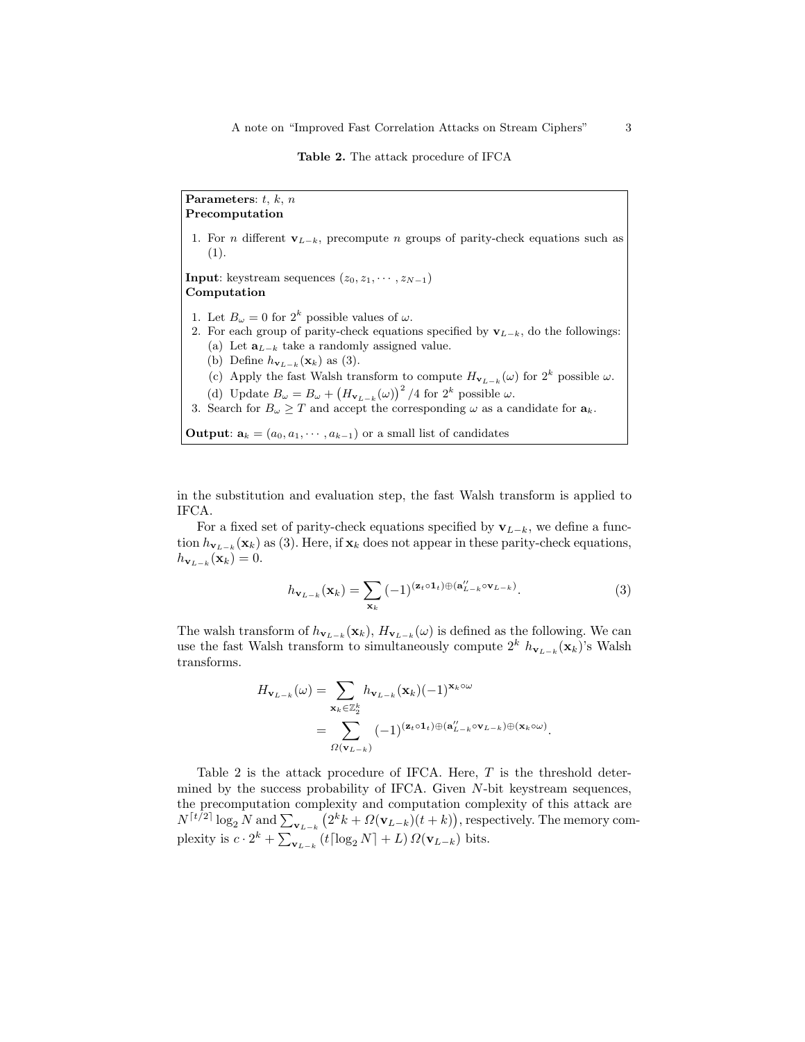**Table 2.** The attack procedure of IFCA

**Parameters**: $t$, $k$, $n$

**Precomputation**

1. For $n$ different $\mathbf{v}_{L-k}$, precompute $n$ groups of parity-check equations such as (1).

**Input**: keystream sequences $(z_0, z_1, \cdots, z_{N-1})$

**Computation**

1. Let $B_\omega = 0$ for $2^k$ possible values of $\omega$.
2. For each group of parity-check equations specified by $\mathbf{v}_{L-k}$, do the followings:
   (a) Let $\mathbf{a}_{L-k}$ take a randomly assigned value.
   (b) Define $h_{\mathbf{v}_{L-k}}(\mathbf{x}_k)$ as (3).
   (c) Apply the fast Walsh transform to compute $H_{\mathbf{v}_{L-k}}(\omega)$ for $2^k$ possible $\omega$.
   (d) Update $B_\omega = B_\omega + \left(H_{\mathbf{v}_{L-k}}(\omega)\right)^2/4$ for $2^k$ possible $\omega$.
3. Search for $B_\omega \geq T$ and accept the corresponding $\omega$ as a candidate for $\mathbf{a}_k$.

**Output**: $\mathbf{a}_k = (a_0, a_1, \cdots, a_{k-1})$ or a small list of candidates

in the substitution and evaluation step, the fast Walsh transform is applied to IFCA.

For a fixed set of parity-check equations specified by $\mathbf{v}_{L-k}$, we define a function $h_{\mathbf{v}_{L-k}}(\mathbf{x}_k)$ as (3). Here, if $\mathbf{x}_k$ does not appear in these parity-check equations, $h_{\mathbf{v}_{L-k}}(\mathbf{x}_k) = 0$.

$$h_{\mathbf{v}_{L-k}}(\mathbf{x}_k) = \sum_{\mathbf{x}_k} (-1)^{(\mathbf{z}_t \circ \mathbf{1}_t) \oplus (\mathbf{a}''_{L-k} \circ \mathbf{v}_{L-k})}. \tag{3}$$

The walsh transform of $h_{\mathbf{v}_{L-k}}(\mathbf{x}_k)$, $H_{\mathbf{v}_{L-k}}(\omega)$ is defined as the following. We can use the fast Walsh transform to simultaneously compute $2^k$ $h_{\mathbf{v}_{L-k}}(\mathbf{x}_k)$'s Walsh transforms.

$$\begin{aligned}
H_{\mathbf{v}_{L-k}}(\omega) &= \sum_{\mathbf{x}_k \in \mathbb{Z}_2^k} h_{\mathbf{v}_{L-k}}(\mathbf{x}_k)(-1)^{\mathbf{x}_k \circ \omega} \\
&= \sum_{\Omega(\mathbf{v}_{L-k})} (-1)^{(\mathbf{z}_t \circ \mathbf{1}_t) \oplus (\mathbf{a}''_{L-k} \circ \mathbf{v}_{L-k}) \oplus (\mathbf{x}_k \circ \omega)}.
\end{aligned}$$

Table 2 is the attack procedure of IFCA. Here, $T$ is the threshold determined by the success probability of IFCA. Given $N$-bit keystream sequences, the precomputation complexity and computation complexity of this attack are $N^{\lceil t/2 \rceil} \log_2 N$ and $\sum_{\mathbf{v}_{L-k}} \left(2^k k + \Omega(\mathbf{v}_{L-k})(t+k)\right)$, respectively. The memory complexity is $c \cdot 2^k + \sum_{\mathbf{v}_{L-k}} (t \lceil \log_2 N \rceil + L)\, \Omega(\mathbf{v}_{L-k})$ bits.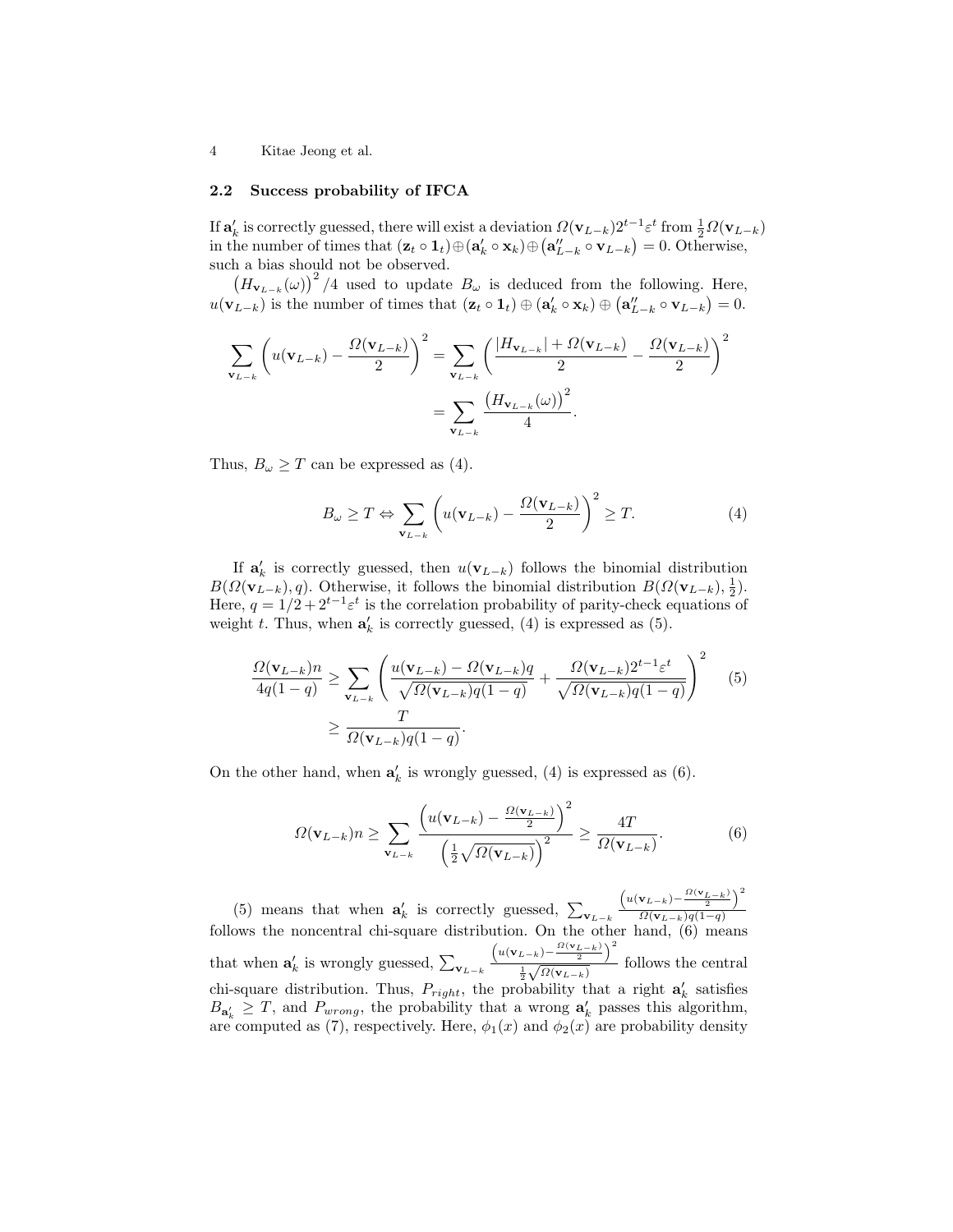### 2.2 Success probability of IFCA

If $\mathbf{a}'_k$ is correctly guessed, there will exist a deviation $\Omega(\mathbf{v}_{L-k})2^{t-1}\varepsilon^t$ from $\frac{1}{2}\Omega(\mathbf{v}_{L-k})$ in the number of times that $(\mathbf{z}_t \circ \mathbf{1}_t) \oplus (\mathbf{a}'_k \circ \mathbf{x}_k) \oplus (\mathbf{a}''_{L-k} \circ \mathbf{v}_{L-k}) = 0$. Otherwise, such a bias should not be observed.

$\left(H_{\mathbf{v}_{L-k}}(\omega)\right)^2/4$ used to update $B_\omega$ is deduced from the following. Here, $u(\mathbf{v}_{L-k})$ is the number of times that $(\mathbf{z}_t \circ \mathbf{1}_t) \oplus (\mathbf{a}'_k \circ \mathbf{x}_k) \oplus (\mathbf{a}''_{L-k} \circ \mathbf{v}_{L-k}) = 0$.

$$\sum_{\mathbf{v}_{L-k}} \left( u(\mathbf{v}_{L-k}) - \frac{\Omega(\mathbf{v}_{L-k})}{2} \right)^2 = \sum_{\mathbf{v}_{L-k}} \left( \frac{|H_{\mathbf{v}_{L-k}}| + \Omega(\mathbf{v}_{L-k})}{2} - \frac{\Omega(\mathbf{v}_{L-k})}{2} \right)^2 = \sum_{\mathbf{v}_{L-k}} \frac{\left(H_{\mathbf{v}_{L-k}}(\omega)\right)^2}{4}.$$

Thus, $B_\omega \geq T$ can be expressed as (4).

$$B_\omega \geq T \Leftrightarrow \sum_{\mathbf{v}_{L-k}} \left( u(\mathbf{v}_{L-k}) - \frac{\Omega(\mathbf{v}_{L-k})}{2} \right)^2 \geq T. \tag{4}$$

If $\mathbf{a}'_k$ is correctly guessed, then $u(\mathbf{v}_{L-k})$ follows the binomial distribution $B(\Omega(\mathbf{v}_{L-k}), q)$. Otherwise, it follows the binomial distribution $B(\Omega(\mathbf{v}_{L-k}), \frac{1}{2})$. Here, $q = 1/2 + 2^{t-1}\varepsilon^t$ is the correlation probability of parity-check equations of weight $t$. Thus, when $\mathbf{a}'_k$ is correctly guessed, (4) is expressed as (5).

$$\begin{aligned} \frac{\Omega(\mathbf{v}_{L-k})n}{4q(1-q)} &\geq \sum_{\mathbf{v}_{L-k}} \left( \frac{u(\mathbf{v}_{L-k}) - \Omega(\mathbf{v}_{L-k})q}{\sqrt{\Omega(\mathbf{v}_{L-k})q(1-q)}} + \frac{\Omega(\mathbf{v}_{L-k})2^{t-1}\varepsilon^t}{\sqrt{\Omega(\mathbf{v}_{L-k})q(1-q)}} \right)^2 \\ &\geq \frac{T}{\Omega(\mathbf{v}_{L-k})q(1-q)}. \end{aligned} \tag{5}$$

On the other hand, when $\mathbf{a}'_k$ is wrongly guessed, (4) is expressed as (6).

$$\Omega(\mathbf{v}_{L-k})n \geq \sum_{\mathbf{v}_{L-k}} \frac{\left( u(\mathbf{v}_{L-k}) - \frac{\Omega(\mathbf{v}_{L-k})}{2} \right)^2}{\left( \frac{1}{2}\sqrt{\Omega(\mathbf{v}_{L-k})} \right)^2} \geq \frac{4T}{\Omega(\mathbf{v}_{L-k})}. \tag{6}$$

(5) means that when $\mathbf{a}'_k$ is correctly guessed, $\sum_{\mathbf{v}_{L-k}} \frac{\left(u(\mathbf{v}_{L-k}) - \frac{\Omega(\mathbf{v}_{L-k})}{2}\right)^2}{\Omega(\mathbf{v}_{L-k})q(1-q)}$ follows the noncentral chi-square distribution. On the other hand, (6) means that when $\mathbf{a}'_k$ is wrongly guessed, $\sum_{\mathbf{v}_{L-k}} \frac{\left(u(\mathbf{v}_{L-k}) - \frac{\Omega(\mathbf{v}_{L-k})}{2}\right)^2}{\frac{1}{2}\sqrt{\Omega(\mathbf{v}_{L-k})}}$ follows the central chi-square distribution. Thus, $P_{right}$, the probability that a right $\mathbf{a}'_k$ satisfies $B_{\mathbf{a}'_k} \geq T$, and $P_{wrong}$, the probability that a wrong $\mathbf{a}'_k$ passes this algorithm, are computed as (7), respectively. Here, $\phi_1(x)$ and $\phi_2(x)$ are probability density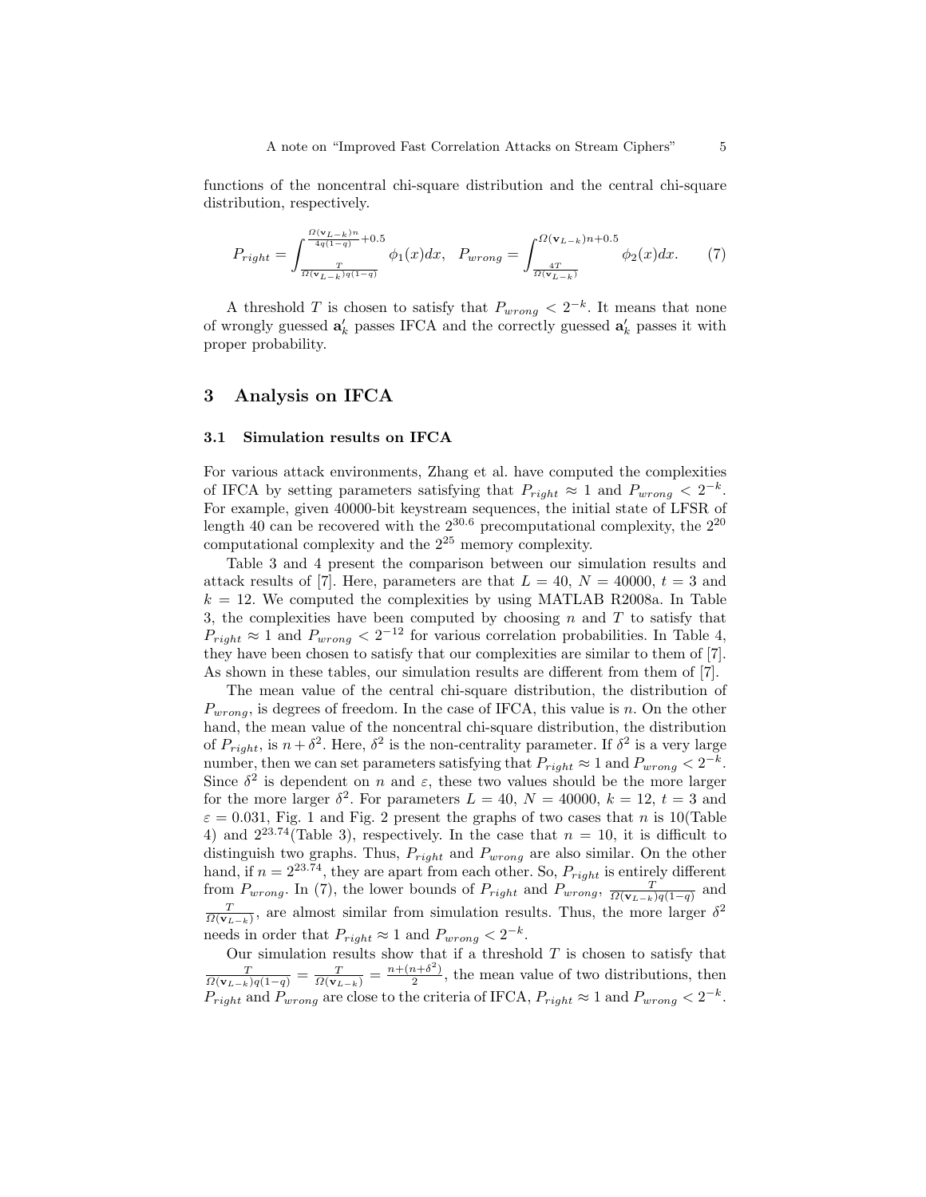functions of the noncentral chi-square distribution and the central chi-square distribution, respectively.

$$P_{right} = \int_{\frac{T}{\Omega(\mathbf{v}_{L-k})q(1-q)}}^{\frac{\Omega(\mathbf{v}_{L-k})n}{4q(1-q)}+0.5} \phi_1(x)dx, \quad P_{wrong} = \int_{\frac{4T}{\Omega(\mathbf{v}_{L-k})}}^{\Omega(\mathbf{v}_{L-k})n+0.5} \phi_2(x)dx. \tag{7}$$

A threshold $T$ is chosen to satisfy that $P_{wrong} < 2^{-k}$. It means that none of wrongly guessed $\mathbf{a}'_k$ passes IFCA and the correctly guessed $\mathbf{a}'_k$ passes it with proper probability.

## 3 Analysis on IFCA

### 3.1 Simulation results on IFCA

For various attack environments, Zhang et al. have computed the complexities of IFCA by setting parameters satisfying that $P_{right} \approx 1$ and $P_{wrong} < 2^{-k}$. For example, given 40000-bit keystream sequences, the initial state of LFSR of length 40 can be recovered with the $2^{30.6}$ precomputational complexity, the $2^{20}$ computational complexity and the $2^{25}$ memory complexity.

Table 3 and 4 present the comparison between our simulation results and attack results of [7]. Here, parameters are that $L = 40$, $N = 40000$, $t = 3$ and $k = 12$. We computed the complexities by using MATLAB R2008a. In Table 3, the complexities have been computed by choosing $n$ and $T$ to satisfy that $P_{right} \approx 1$ and $P_{wrong} < 2^{-12}$ for various correlation probabilities. In Table 4, they have been chosen to satisfy that our complexities are similar to them of [7]. As shown in these tables, our simulation results are different from them of [7].

The mean value of the central chi-square distribution, the distribution of $P_{wrong}$, is degrees of freedom. In the case of IFCA, this value is $n$. On the other hand, the mean value of the noncentral chi-square distribution, the distribution of $P_{right}$, is $n + \delta^2$. Here, $\delta^2$ is the non-centrality parameter. If $\delta^2$ is a very large number, then we can set parameters satisfying that $P_{right} \approx 1$ and $P_{wrong} < 2^{-k}$. Since $\delta^2$ is dependent on $n$ and $\varepsilon$, these two values should be the more larger for the more larger $\delta^2$. For parameters $L = 40$, $N = 40000$, $k = 12$, $t = 3$ and $\varepsilon = 0.031$, Fig. 1 and Fig. 2 present the graphs of two cases that $n$ is 10(Table 4) and $2^{23.74}$(Table 3), respectively. In the case that $n = 10$, it is difficult to distinguish two graphs. Thus, $P_{right}$ and $P_{wrong}$ are also similar. On the other hand, if $n = 2^{23.74}$, they are apart from each other. So, $P_{right}$ is entirely different from $P_{wrong}$. In (7), the lower bounds of $P_{right}$ and $P_{wrong}$, $\frac{T}{\Omega(\mathbf{v}_{L-k})q(1-q)}$ and $\frac{T}{\Omega(\mathbf{v}_{L-k})}$, are almost similar from simulation results. Thus, the more larger $\delta^2$ needs in order that $P_{right} \approx 1$ and $P_{wrong} < 2^{-k}$.

Our simulation results show that if a threshold $T$ is chosen to satisfy that $\frac{T}{\Omega(\mathbf{v}_{L-k})q(1-q)} = \frac{T}{\Omega(\mathbf{v}_{L-k})} = \frac{n+(n+\delta^2)}{2}$, the mean value of two distributions, then $P_{right}$ and $P_{wrong}$ are close to the criteria of IFCA, $P_{right} \approx 1$ and $P_{wrong} < 2^{-k}$.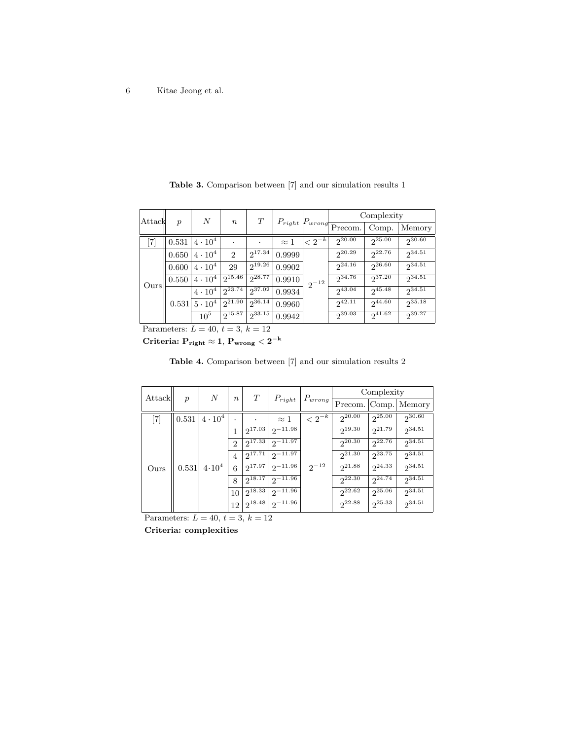**Table 3.** Comparison between [7] and our simulation results 1

| Attack | $p$ | $N$ | $n$ | $T$ | $P_{right}$ | $P_{wrong}$ | Complexity | | |
|---|---|---|---|---|---|---|---|---|---|
| | | | | | | | Precom. | Comp. | Memory |
| [7] | 0.531 | $4 \cdot 10^4$ | $\cdot$ | $\cdot$ | $\approx 1$ | $< 2^{-k}$ | $2^{20.00}$ | $2^{25.00}$ | $2^{30.60}$ |
| Ours | 0.650 | $4 \cdot 10^4$ | 2 | $2^{17.34}$ | 0.9999 | $2^{-12}$ | $2^{20.29}$ | $2^{22.76}$ | $2^{34.51}$ |
| | 0.600 | $4 \cdot 10^4$ | 29 | $2^{19.26}$ | 0.9902 | | $2^{24.16}$ | $2^{26.60}$ | $2^{34.51}$ |
| | 0.550 | $4 \cdot 10^4$ | $2^{15.46}$ | $2^{28.77}$ | 0.9910 | | $2^{34.76}$ | $2^{37.20}$ | $2^{34.51}$ |
| | 0.531 | $4 \cdot 10^4$ | $2^{23.74}$ | $2^{37.02}$ | 0.9934 | | $2^{43.04}$ | $2^{45.48}$ | $2^{34.51}$ |
| | | $5 \cdot 10^4$ | $2^{21.90}$ | $2^{36.14}$ | 0.9960 | | $2^{42.11}$ | $2^{44.60}$ | $2^{35.18}$ |
| | | $10^5$ | $2^{15.87}$ | $2^{33.15}$ | 0.9942 | | $2^{39.03}$ | $2^{41.62}$ | $2^{39.27}$ |

Parameters: $L = 40$, $t = 3$, $k = 12$

**Criteria:** $\mathbf{P_{right} \approx 1}$, $\mathbf{P_{wrong} < 2^{-k}}$

**Table 4.** Comparison between [7] and our simulation results 2

| Attack | $p$ | $N$ | $n$ | $T$ | $P_{right}$ | $P_{wrong}$ | Complexity | | |
|---|---|---|---|---|---|---|---|---|---|
| | | | | | | | Precom. | Comp. | Memory |
| [7] | 0.531 | $4 \cdot 10^4$ | $\cdot$ | $\cdot$ | $\approx 1$ | $< 2^{-k}$ | $2^{20.00}$ | $2^{25.00}$ | $2^{30.60}$ |
| Ours | 0.531 | $4 \cdot 10^4$ | 1 | $2^{17.03}$ | $2^{-11.98}$ | $2^{-12}$ | $2^{19.30}$ | $2^{21.79}$ | $2^{34.51}$ |
| | | | 2 | $2^{17.33}$ | $2^{-11.97}$ | | $2^{20.30}$ | $2^{22.76}$ | $2^{34.51}$ |
| | | | 4 | $2^{17.71}$ | $2^{-11.97}$ | | $2^{21.30}$ | $2^{23.75}$ | $2^{34.51}$ |
| | | | 6 | $2^{17.97}$ | $2^{-11.96}$ | | $2^{21.88}$ | $2^{24.33}$ | $2^{34.51}$ |
| | | | 8 | $2^{18.17}$ | $2^{-11.96}$ | | $2^{22.30}$ | $2^{24.74}$ | $2^{34.51}$ |
| | | | 10 | $2^{18.33}$ | $2^{-11.96}$ | | $2^{22.62}$ | $2^{25.06}$ | $2^{34.51}$ |
| | | | 12 | $2^{18.48}$ | $2^{-11.96}$ | | $2^{22.88}$ | $2^{25.33}$ | $2^{34.51}$ |

Parameters: $L = 40$, $t = 3$, $k = 12$

**Criteria: complexities**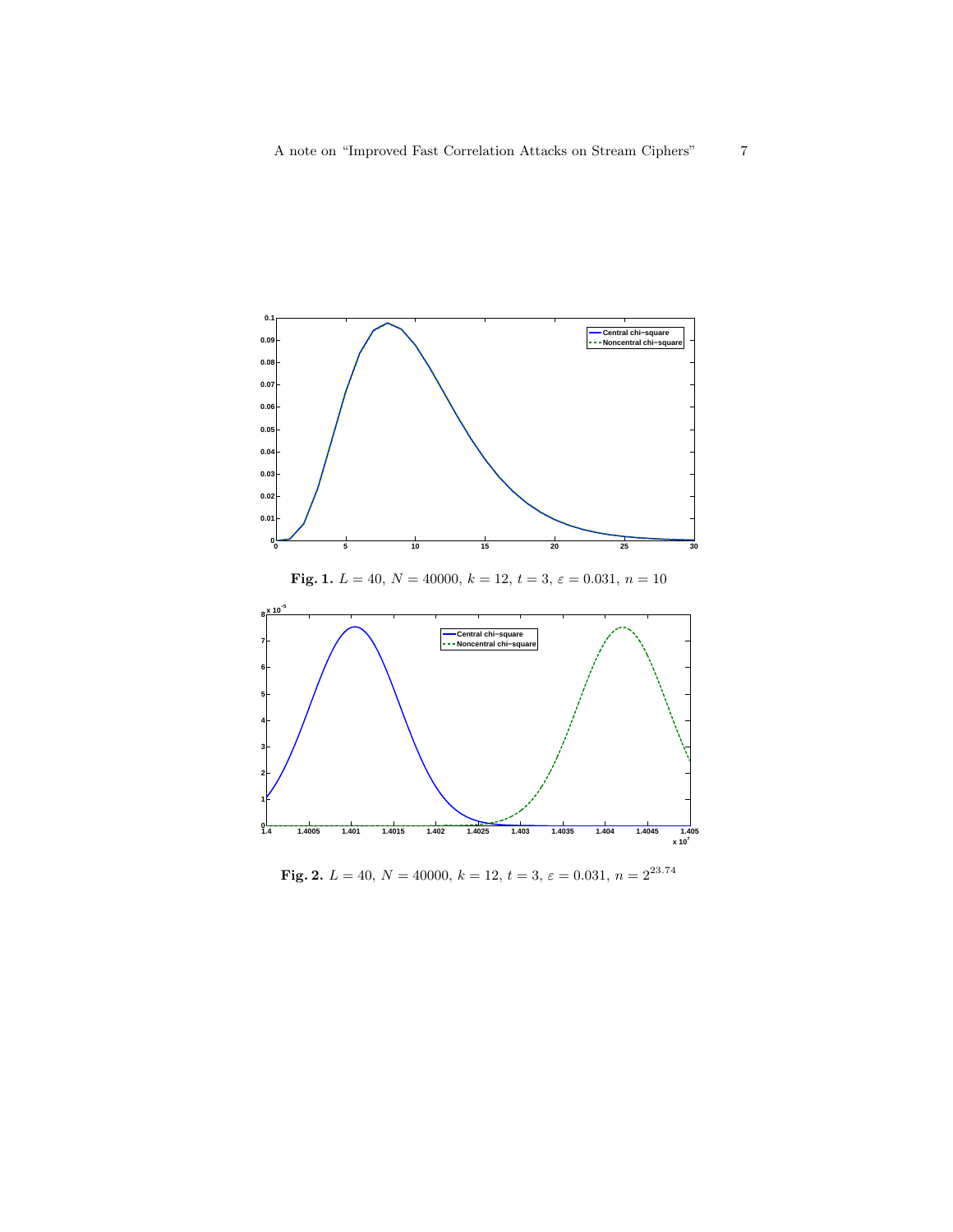**Fig. 1.** $L = 40$, $N = 40000$, $k = 12$, $t = 3$, $\varepsilon = 0.031$, $n = 10$

**Fig. 2.** $L = 40$, $N = 40000$, $k = 12$, $t = 3$, $\varepsilon = 0.031$, $n = 2^{23.74}$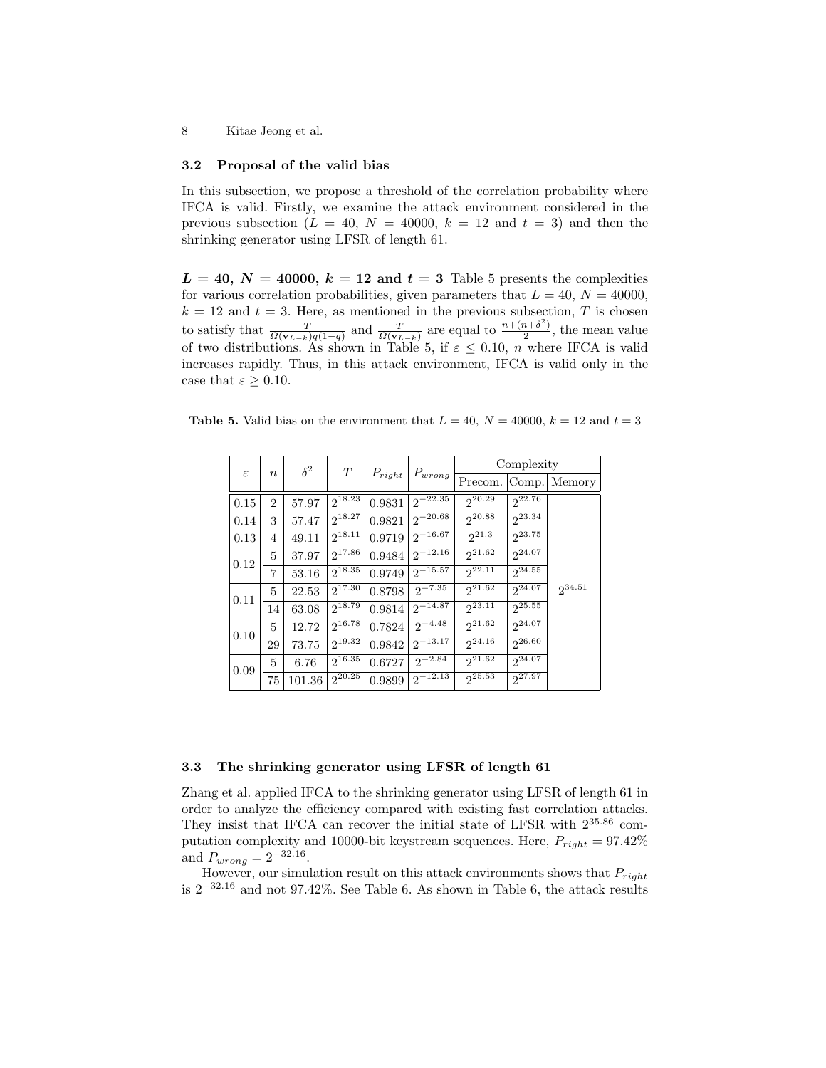### 3.2 Proposal of the valid bias

In this subsection, we propose a threshold of the correlation probability where IFCA is valid. Firstly, we examine the attack environment considered in the previous subsection ($L = 40$, $N = 40000$, $k = 12$ and $t = 3$) and then the shrinking generator using LFSR of length 61.

**$L = 40$, $N = 40000$, $k = 12$ and $t = 3$** Table 5 presents the complexities for various correlation probabilities, given parameters that $L = 40$, $N = 40000$, $k = 12$ and $t = 3$. Here, as mentioned in the previous subsection, $T$ is chosen to satisfy that $\frac{T}{\Omega(\mathbf{v}_{L-k})q(1-q)}$ and $\frac{T}{\Omega(\mathbf{v}_{L-k})}$ are equal to $\frac{n+(n+\delta^2)}{2}$, the mean value of two distributions. As shown in Table 5, if $\varepsilon \leq 0.10$, $n$ where IFCA is valid increases rapidly. Thus, in this attack environment, IFCA is valid only in the case that $\varepsilon \geq 0.10$.

**Table 5.** Valid bias on the environment that $L = 40$, $N = 40000$, $k = 12$ and $t = 3$

| $\varepsilon$ | $n$ | $\delta^2$ | $T$ | $P_{right}$ | $P_{wrong}$ | Complexity | | |
|---|---|---|---|---|---|---|---|---|
| | | | | | | Precom. | Comp. | Memory |
| 0.15 | 2 | 57.97 | $2^{18.23}$ | 0.9831 | $2^{-22.35}$ | $2^{20.29}$ | $2^{22.76}$ | $2^{34.51}$ |
| 0.14 | 3 | 57.47 | $2^{18.27}$ | 0.9821 | $2^{-20.68}$ | $2^{20.88}$ | $2^{23.34}$ | |
| 0.13 | 4 | 49.11 | $2^{18.11}$ | 0.9719 | $2^{-16.67}$ | $2^{21.3}$ | $2^{23.75}$ | |
| 0.12 | 5 | 37.97 | $2^{17.86}$ | 0.9484 | $2^{-12.16}$ | $2^{21.62}$ | $2^{24.07}$ | |
| | 7 | 53.16 | $2^{18.35}$ | 0.9749 | $2^{-15.57}$ | $2^{22.11}$ | $2^{24.55}$ | |
| 0.11 | 5 | 22.53 | $2^{17.30}$ | 0.8798 | $2^{-7.35}$ | $2^{21.62}$ | $2^{24.07}$ | |
| | 14 | 63.08 | $2^{18.79}$ | 0.9814 | $2^{-14.87}$ | $2^{23.11}$ | $2^{25.55}$ | |
| 0.10 | 5 | 12.72 | $2^{16.78}$ | 0.7824 | $2^{-4.48}$ | $2^{21.62}$ | $2^{24.07}$ | |
| | 29 | 73.75 | $2^{19.32}$ | 0.9842 | $2^{-13.17}$ | $2^{24.16}$ | $2^{26.60}$ | |
| 0.09 | 5 | 6.76 | $2^{16.35}$ | 0.6727 | $2^{-2.84}$ | $2^{21.62}$ | $2^{24.07}$ | |
| | 75 | 101.36 | $2^{20.25}$ | 0.9899 | $2^{-12.13}$ | $2^{25.53}$ | $2^{27.97}$ | |

### 3.3 The shrinking generator using LFSR of length 61

Zhang et al. applied IFCA to the shrinking generator using LFSR of length 61 in order to analyze the efficiency compared with existing fast correlation attacks. They insist that IFCA can recover the initial state of LFSR with $2^{35.86}$ computation complexity and 10000-bit keystream sequences. Here, $P_{right} = 97.42\%$ and $P_{wrong} = 2^{-32.16}$.

However, our simulation result on this attack environments shows that $P_{right}$ is $2^{-32.16}$ and not 97.42%. See Table 6. As shown in Table 6, the attack results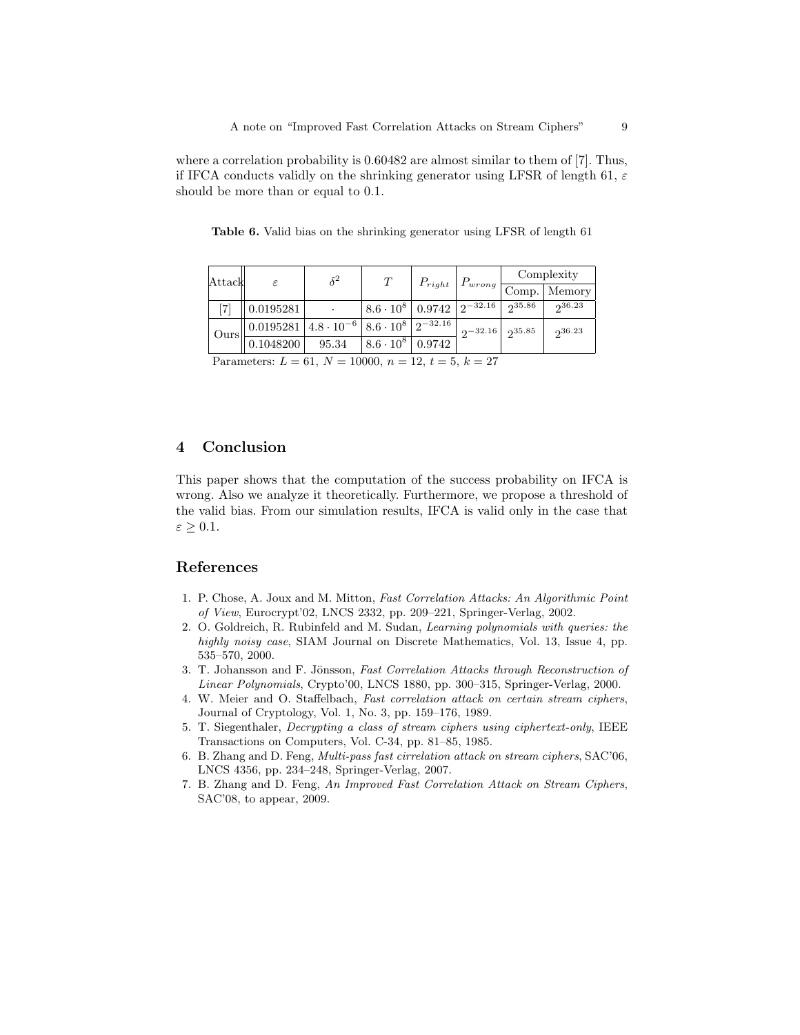where a correlation probability is 0.60482 are almost similar to them of [7]. Thus, if IFCA conducts validly on the shrinking generator using LFSR of length 61, $\varepsilon$ should be more than or equal to 0.1.

**Table 6.** Valid bias on the shrinking generator using LFSR of length 61

| Attack | $\varepsilon$ | $\delta^2$ | $T$ | $P_{right}$ | $P_{wrong}$ | Complexity | |
|---|---|---|---|---|---|---|---|
| | | | | | | Comp. | Memory |
| [7] | 0.0195281 | $\cdot$ | $8.6 \cdot 10^8$ | 0.9742 | $2^{-32.16}$ | $2^{35.86}$ | $2^{36.23}$ |
| Ours | 0.0195281 | $4.8 \cdot 10^{-6}$ | $8.6 \cdot 10^8$ | $2^{-32.16}$ | $2^{-32.16}$ | $2^{35.85}$ | $2^{36.23}$ |
| | 0.1048200 | 95.34 | $8.6 \cdot 10^8$ | 0.9742 | | | |

Parameters: $L = 61$, $N = 10000$, $n = 12$, $t = 5$, $k = 27$

## 4 Conclusion

This paper shows that the computation of the success probability on IFCA is wrong. Also we analyze it theoretically. Furthermore, we propose a threshold of the valid bias. From our simulation results, IFCA is valid only in the case that $\varepsilon \geq 0.1$.

## References

1. P. Chose, A. Joux and M. Mitton, *Fast Correlation Attacks: An Algorithmic Point of View*, Eurocrypt'02, LNCS 2332, pp. 209–221, Springer-Verlag, 2002.
2. O. Goldreich, R. Rubinfeld and M. Sudan, *Learning polynomials with queries: the highly noisy case*, SIAM Journal on Discrete Mathematics, Vol. 13, Issue 4, pp. 535–570, 2000.
3. T. Johansson and F. Jönsson, *Fast Correlation Attacks through Reconstruction of Linear Polynomials*, Crypto'00, LNCS 1880, pp. 300–315, Springer-Verlag, 2000.
4. W. Meier and O. Staffelbach, *Fast correlation attack on certain stream ciphers*, Journal of Cryptology, Vol. 1, No. 3, pp. 159–176, 1989.
5. T. Siegenthaler, *Decrypting a class of stream ciphers using ciphertext-only*, IEEE Transactions on Computers, Vol. C-34, pp. 81–85, 1985.
6. B. Zhang and D. Feng, *Multi-pass fast cirrelation attack on stream ciphers*, SAC'06, LNCS 4356, pp. 234–248, Springer-Verlag, 2007.
7. B. Zhang and D. Feng, *An Improved Fast Correlation Attack on Stream Ciphers*, SAC'08, to appear, 2009.